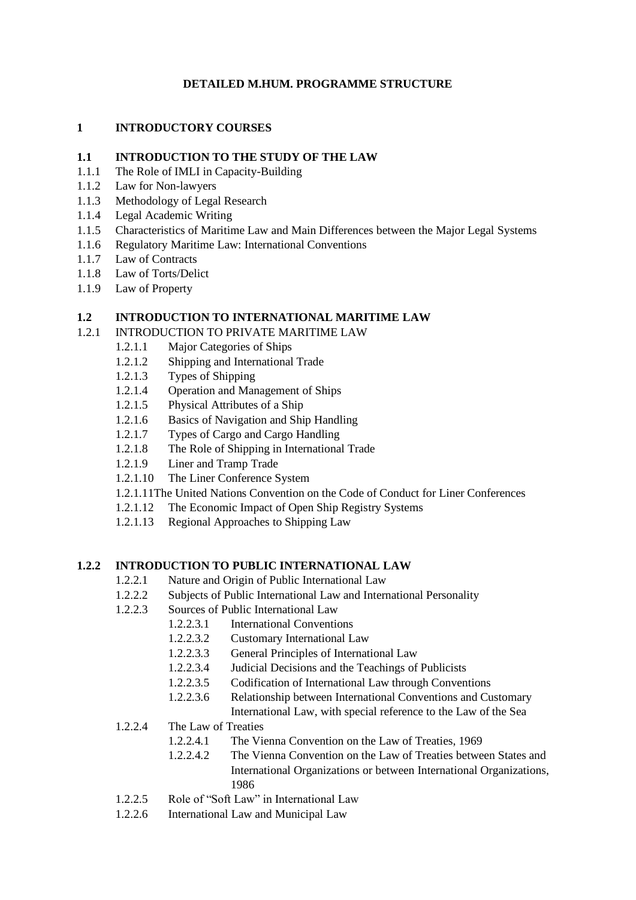**DETAILED M.HUM. PROGRAMME STRUCTURE**

# 1 INTRODUCTORY COURSES

## 1.1 INTRODUCTION TO THE STUDY OF THE LAW

- 1.1.1 The Role of IMLI in Capacity-Building
- 1.1.2 Law for Non-lawyers
- 1.1.3 Methodology of Legal Research
- 1.1.4 Legal Academic Writing
- 1.1.5 Characteristics of Maritime Law and Main Differences between the Major Legal Systems
- 1.1.6 Regulatory Maritime Law: International Conventions
- 1.1.7 Law of Contracts
- 1.1.8 Law of Torts/Delict
- 1.1.9 Law of Property

## 1.2 INTRODUCTION TO INTERNATIONAL MARITIME LAW

1.2.1 INTRODUCTION TO PRIVATE MARITIME LAW

- 1.2.1.1 Major Categories of Ships
- 1.2.1.2 Shipping and International Trade
- 1.2.1.3 Types of Shipping
- 1.2.1.4 Operation and Management of Ships
- 1.2.1.5 Physical Attributes of a Ship
- 1.2.1.6 Basics of Navigation and Ship Handling
- 1.2.1.7 Types of Cargo and Cargo Handling
- 1.2.1.8 The Role of Shipping in International Trade
- 1.2.1.9 Liner and Tramp Trade
- 1.2.1.10 The Liner Conference System
- 1.2.1.11 The United Nations Convention on the Code of Conduct for Liner Conferences
- 1.2.1.12 The Economic Impact of Open Ship Registry Systems
- 1.2.1.13 Regional Approaches to Shipping Law

### 1.2.2 INTRODUCTION TO PUBLIC INTERNATIONAL LAW

- 1.2.2.1 Nature and Origin of Public International Law
- 1.2.2.2 Subjects of Public International Law and International Personality
- 1.2.2.3 Sources of Public International Law
  - 1.2.2.3.1 International Conventions
  - 1.2.2.3.2 Customary International Law
  - 1.2.2.3.3 General Principles of International Law
  - 1.2.2.3.4 Judicial Decisions and the Teachings of Publicists
  - 1.2.2.3.5 Codification of International Law through Conventions
  - 1.2.2.3.6 Relationship between International Conventions and Customary International Law, with special reference to the Law of the Sea
- 1.2.2.4 The Law of Treaties
  - 1.2.2.4.1 The Vienna Convention on the Law of Treaties, 1969
  - 1.2.2.4.2 The Vienna Convention on the Law of Treaties between States and International Organizations or between International Organizations, 1986
- 1.2.2.5 Role of "Soft Law" in International Law
- 1.2.2.6 International Law and Municipal Law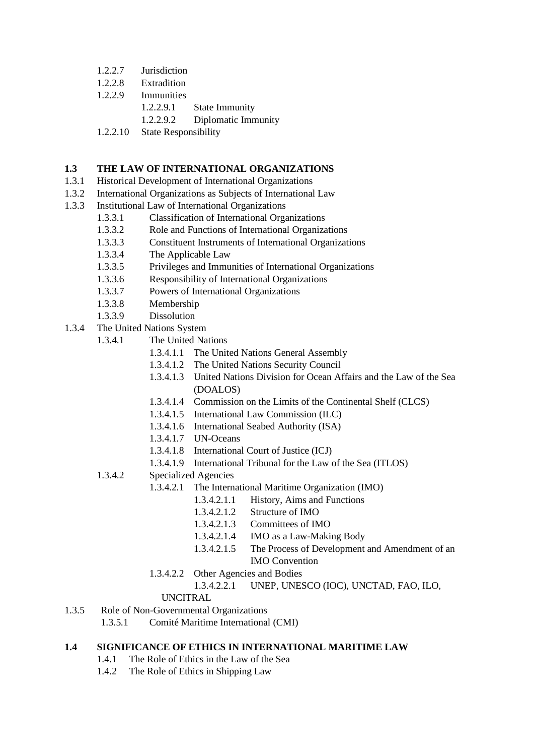- 1.2.2.7 Jurisdiction
- 1.2.2.8 Extradition
- 1.2.2.9 Immunities
  - 1.2.2.9.1 State Immunity
  - 1.2.2.9.2 Diplomatic Immunity
- 1.2.2.10 State Responsibility

## 1.3 THE LAW OF INTERNATIONAL ORGANIZATIONS

- 1.3.1 Historical Development of International Organizations
- 1.3.2 International Organizations as Subjects of International Law
- 1.3.3 Institutional Law of International Organizations
  - 1.3.3.1 Classification of International Organizations
  - 1.3.3.2 Role and Functions of International Organizations
  - 1.3.3.3 Constituent Instruments of International Organizations
  - 1.3.3.4 The Applicable Law
  - 1.3.3.5 Privileges and Immunities of International Organizations
  - 1.3.3.6 Responsibility of International Organizations
  - 1.3.3.7 Powers of International Organizations
  - 1.3.3.8 Membership
  - 1.3.3.9 Dissolution
- 1.3.4 The United Nations System
  - 1.3.4.1 The United Nations
    - 1.3.4.1.1 The United Nations General Assembly
    - 1.3.4.1.2 The United Nations Security Council
    - 1.3.4.1.3 United Nations Division for Ocean Affairs and the Law of the Sea (DOALOS)
    - 1.3.4.1.4 Commission on the Limits of the Continental Shelf (CLCS)
    - 1.3.4.1.5 International Law Commission (ILC)
    - 1.3.4.1.6 International Seabed Authority (ISA)
    - 1.3.4.1.7 UN-Oceans
    - 1.3.4.1.8 International Court of Justice (ICJ)
    - 1.3.4.1.9 International Tribunal for the Law of the Sea (ITLOS)
  - 1.3.4.2 Specialized Agencies
    - 1.3.4.2.1 The International Maritime Organization (IMO)
      - 1.3.4.2.1.1 History, Aims and Functions
      - 1.3.4.2.1.2 Structure of IMO
      - 1.3.4.2.1.3 Committees of IMO
      - 1.3.4.2.1.4 IMO as a Law-Making Body
      - 1.3.4.2.1.5 The Process of Development and Amendment of an IMO Convention
    - 1.3.4.2.2 Other Agencies and Bodies
      - 1.3.4.2.2.1 UNEP, UNESCO (IOC), UNCTAD, FAO, ILO, UNCITRAL
- 1.3.5 Role of Non-Governmental Organizations
  - 1.3.5.1 Comité Maritime International (CMI)

## 1.4 SIGNIFICANCE OF ETHICS IN INTERNATIONAL MARITIME LAW

- 1.4.1 The Role of Ethics in the Law of the Sea
- 1.4.2 The Role of Ethics in Shipping Law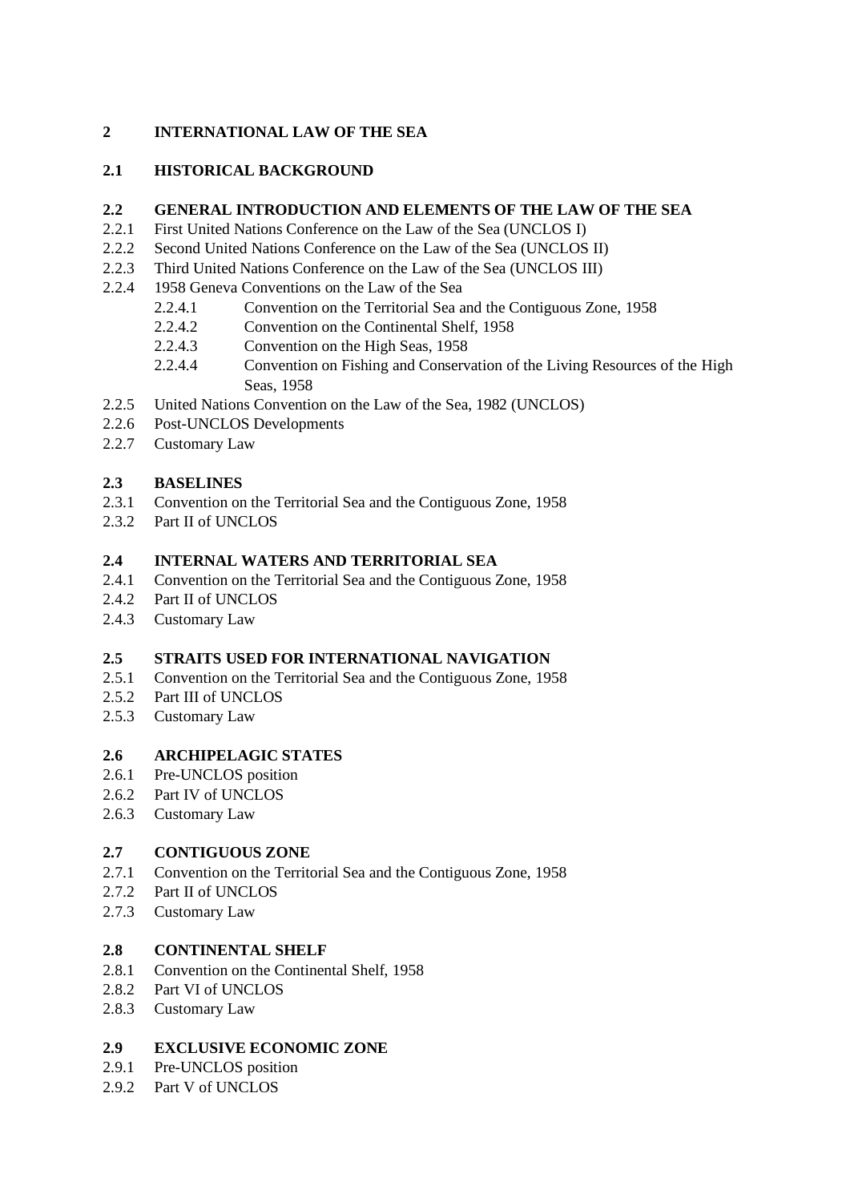# 2 INTERNATIONAL LAW OF THE SEA

## 2.1 HISTORICAL BACKGROUND

## 2.2 GENERAL INTRODUCTION AND ELEMENTS OF THE LAW OF THE SEA

2.2.1 First United Nations Conference on the Law of the Sea (UNCLOS I)
2.2.2 Second United Nations Conference on the Law of the Sea (UNCLOS II)
2.2.3 Third United Nations Conference on the Law of the Sea (UNCLOS III)
2.2.4 1958 Geneva Conventions on the Law of the Sea
  2.2.4.1 Convention on the Territorial Sea and the Contiguous Zone, 1958
  2.2.4.2 Convention on the Continental Shelf, 1958
  2.2.4.3 Convention on the High Seas, 1958
  2.2.4.4 Convention on Fishing and Conservation of the Living Resources of the High Seas, 1958
2.2.5 United Nations Convention on the Law of the Sea, 1982 (UNCLOS)
2.2.6 Post-UNCLOS Developments
2.2.7 Customary Law

## 2.3 BASELINES

2.3.1 Convention on the Territorial Sea and the Contiguous Zone, 1958
2.3.2 Part II of UNCLOS

## 2.4 INTERNAL WATERS AND TERRITORIAL SEA

2.4.1 Convention on the Territorial Sea and the Contiguous Zone, 1958
2.4.2 Part II of UNCLOS
2.4.3 Customary Law

## 2.5 STRAITS USED FOR INTERNATIONAL NAVIGATION

2.5.1 Convention on the Territorial Sea and the Contiguous Zone, 1958
2.5.2 Part III of UNCLOS
2.5.3 Customary Law

## 2.6 ARCHIPELAGIC STATES

2.6.1 Pre-UNCLOS position
2.6.2 Part IV of UNCLOS
2.6.3 Customary Law

## 2.7 CONTIGUOUS ZONE

2.7.1 Convention on the Territorial Sea and the Contiguous Zone, 1958
2.7.2 Part II of UNCLOS
2.7.3 Customary Law

## 2.8 CONTINENTAL SHELF

2.8.1 Convention on the Continental Shelf, 1958
2.8.2 Part VI of UNCLOS
2.8.3 Customary Law

## 2.9 EXCLUSIVE ECONOMIC ZONE

2.9.1 Pre-UNCLOS position
2.9.2 Part V of UNCLOS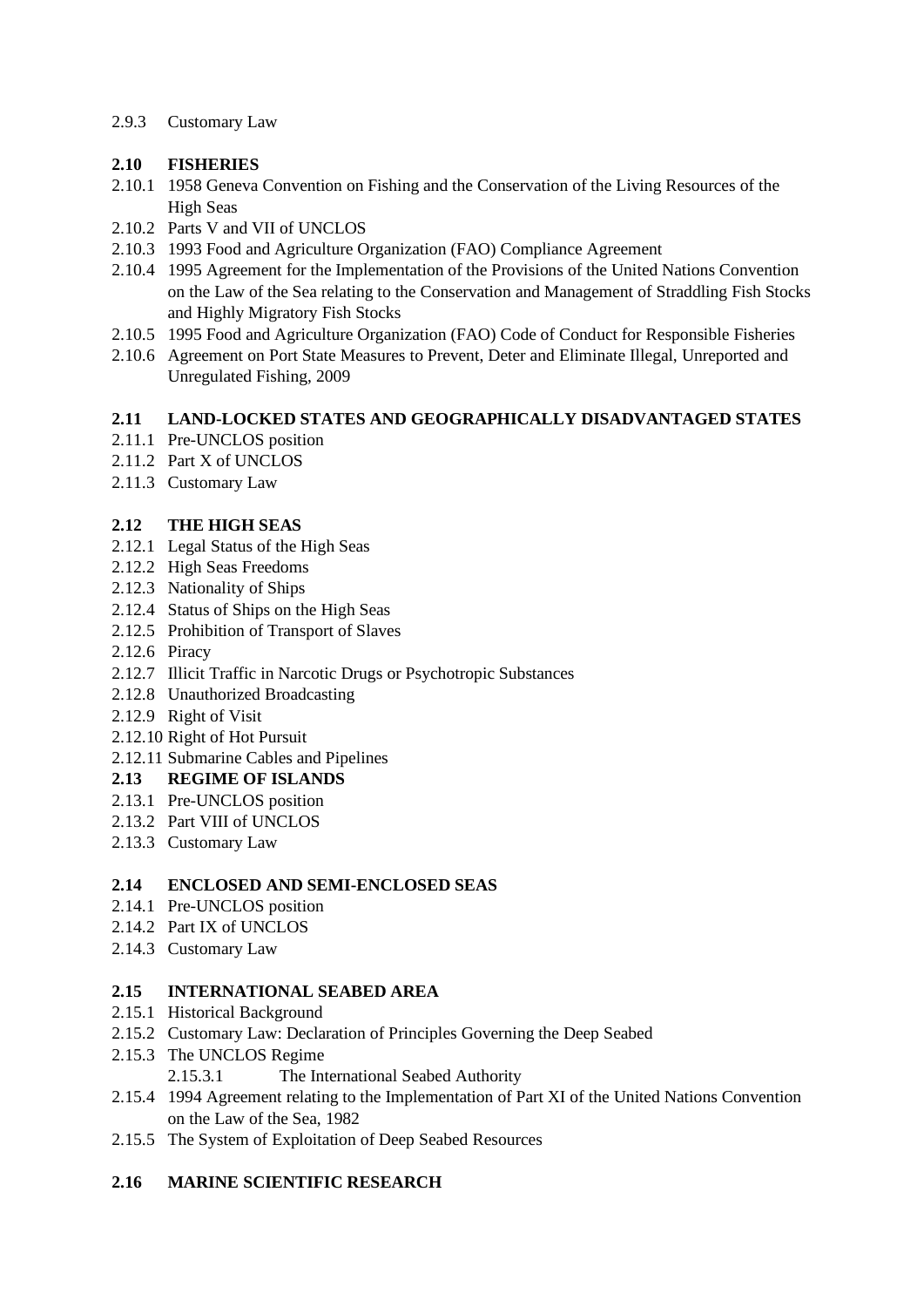2.9.3 Customary Law

**2.10 FISHERIES**

2.10.1 1958 Geneva Convention on Fishing and the Conservation of the Living Resources of the High Seas
2.10.2 Parts V and VII of UNCLOS
2.10.3 1993 Food and Agriculture Organization (FAO) Compliance Agreement
2.10.4 1995 Agreement for the Implementation of the Provisions of the United Nations Convention on the Law of the Sea relating to the Conservation and Management of Straddling Fish Stocks and Highly Migratory Fish Stocks
2.10.5 1995 Food and Agriculture Organization (FAO) Code of Conduct for Responsible Fisheries
2.10.6 Agreement on Port State Measures to Prevent, Deter and Eliminate Illegal, Unreported and Unregulated Fishing, 2009

**2.11 LAND-LOCKED STATES AND GEOGRAPHICALLY DISADVANTAGED STATES**

2.11.1 Pre-UNCLOS position
2.11.2 Part X of UNCLOS
2.11.3 Customary Law

**2.12 THE HIGH SEAS**

2.12.1 Legal Status of the High Seas
2.12.2 High Seas Freedoms
2.12.3 Nationality of Ships
2.12.4 Status of Ships on the High Seas
2.12.5 Prohibition of Transport of Slaves
2.12.6 Piracy
2.12.7 Illicit Traffic in Narcotic Drugs or Psychotropic Substances
2.12.8 Unauthorized Broadcasting
2.12.9 Right of Visit
2.12.10 Right of Hot Pursuit
2.12.11 Submarine Cables and Pipelines

**2.13 REGIME OF ISLANDS**

2.13.1 Pre-UNCLOS position
2.13.2 Part VIII of UNCLOS
2.13.3 Customary Law

**2.14 ENCLOSED AND SEMI-ENCLOSED SEAS**

2.14.1 Pre-UNCLOS position
2.14.2 Part IX of UNCLOS
2.14.3 Customary Law

**2.15 INTERNATIONAL SEABED AREA**

2.15.1 Historical Background
2.15.2 Customary Law: Declaration of Principles Governing the Deep Seabed
2.15.3 The UNCLOS Regime
    2.15.3.1 The International Seabed Authority
2.15.4 1994 Agreement relating to the Implementation of Part XI of the United Nations Convention on the Law of the Sea, 1982
2.15.5 The System of Exploitation of Deep Seabed Resources

**2.16 MARINE SCIENTIFIC RESEARCH**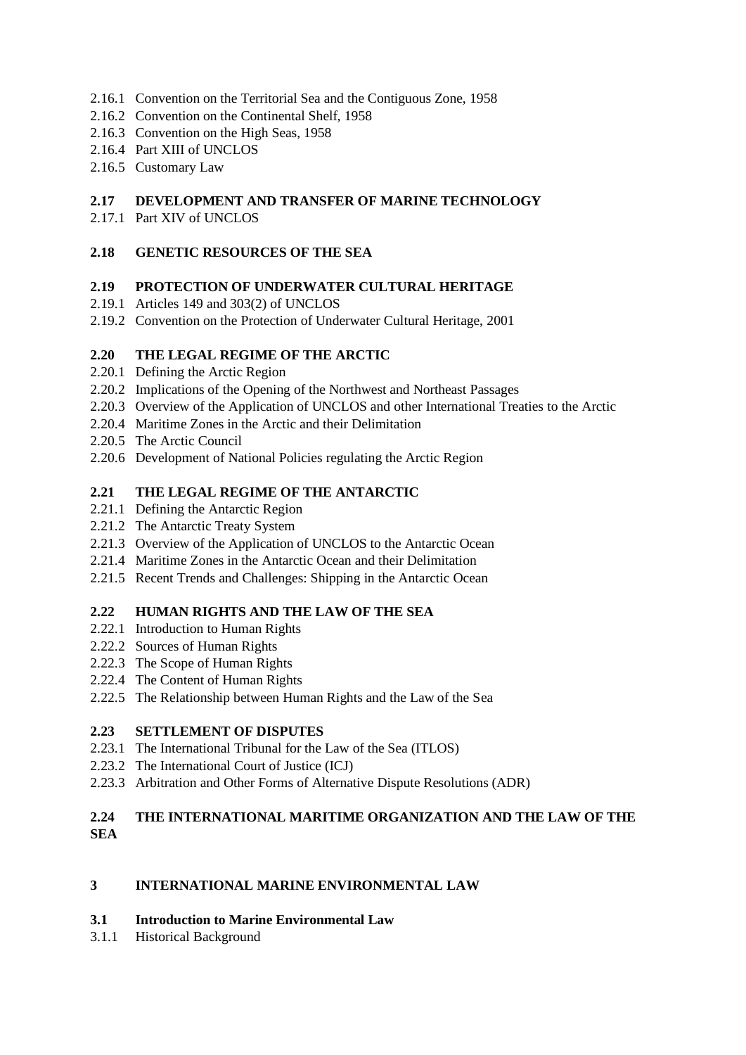2.16.1 Convention on the Territorial Sea and the Contiguous Zone, 1958
2.16.2 Convention on the Continental Shelf, 1958
2.16.3 Convention on the High Seas, 1958
2.16.4 Part XIII of UNCLOS
2.16.5 Customary Law

**2.17 DEVELOPMENT AND TRANSFER OF MARINE TECHNOLOGY**
2.17.1 Part XIV of UNCLOS

**2.18 GENETIC RESOURCES OF THE SEA**

**2.19 PROTECTION OF UNDERWATER CULTURAL HERITAGE**
2.19.1 Articles 149 and 303(2) of UNCLOS
2.19.2 Convention on the Protection of Underwater Cultural Heritage, 2001

**2.20 THE LEGAL REGIME OF THE ARCTIC**
2.20.1 Defining the Arctic Region
2.20.2 Implications of the Opening of the Northwest and Northeast Passages
2.20.3 Overview of the Application of UNCLOS and other International Treaties to the Arctic
2.20.4 Maritime Zones in the Arctic and their Delimitation
2.20.5 The Arctic Council
2.20.6 Development of National Policies regulating the Arctic Region

**2.21 THE LEGAL REGIME OF THE ANTARCTIC**
2.21.1 Defining the Antarctic Region
2.21.2 The Antarctic Treaty System
2.21.3 Overview of the Application of UNCLOS to the Antarctic Ocean
2.21.4 Maritime Zones in the Antarctic Ocean and their Delimitation
2.21.5 Recent Trends and Challenges: Shipping in the Antarctic Ocean

**2.22 HUMAN RIGHTS AND THE LAW OF THE SEA**
2.22.1 Introduction to Human Rights
2.22.2 Sources of Human Rights
2.22.3 The Scope of Human Rights
2.22.4 The Content of Human Rights
2.22.5 The Relationship between Human Rights and the Law of the Sea

**2.23 SETTLEMENT OF DISPUTES**
2.23.1 The International Tribunal for the Law of the Sea (ITLOS)
2.23.2 The International Court of Justice (ICJ)
2.23.3 Arbitration and Other Forms of Alternative Dispute Resolutions (ADR)

**2.24 THE INTERNATIONAL MARITIME ORGANIZATION AND THE LAW OF THE SEA**

## 3 INTERNATIONAL MARINE ENVIRONMENTAL LAW

**3.1 Introduction to Marine Environmental Law**
3.1.1 Historical Background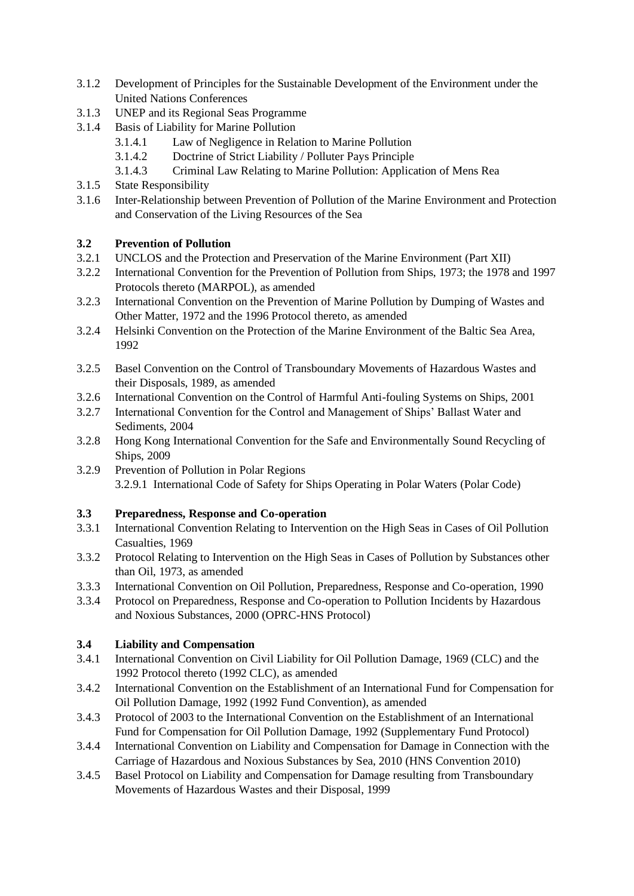3.1.2 Development of Principles for the Sustainable Development of the Environment under the United Nations Conferences

3.1.3 UNEP and its Regional Seas Programme

3.1.4 Basis of Liability for Marine Pollution

- 3.1.4.1 Law of Negligence in Relation to Marine Pollution
- 3.1.4.2 Doctrine of Strict Liability / Polluter Pays Principle
- 3.1.4.3 Criminal Law Relating to Marine Pollution: Application of Mens Rea

3.1.5 State Responsibility

3.1.6 Inter-Relationship between Prevention of Pollution of the Marine Environment and Protection and Conservation of the Living Resources of the Sea

**3.2 Prevention of Pollution**

3.2.1 UNCLOS and the Protection and Preservation of the Marine Environment (Part XII)

3.2.2 International Convention for the Prevention of Pollution from Ships, 1973; the 1978 and 1997 Protocols thereto (MARPOL), as amended

3.2.3 International Convention on the Prevention of Marine Pollution by Dumping of Wastes and Other Matter, 1972 and the 1996 Protocol thereto, as amended

3.2.4 Helsinki Convention on the Protection of the Marine Environment of the Baltic Sea Area, 1992

3.2.5 Basel Convention on the Control of Transboundary Movements of Hazardous Wastes and their Disposals, 1989, as amended

3.2.6 International Convention on the Control of Harmful Anti-fouling Systems on Ships, 2001

3.2.7 International Convention for the Control and Management of Ships' Ballast Water and Sediments, 2004

3.2.8 Hong Kong International Convention for the Safe and Environmentally Sound Recycling of Ships, 2009

3.2.9 Prevention of Pollution in Polar Regions

- 3.2.9.1 International Code of Safety for Ships Operating in Polar Waters (Polar Code)

**3.3 Preparedness, Response and Co-operation**

3.3.1 International Convention Relating to Intervention on the High Seas in Cases of Oil Pollution Casualties, 1969

3.3.2 Protocol Relating to Intervention on the High Seas in Cases of Pollution by Substances other than Oil, 1973, as amended

3.3.3 International Convention on Oil Pollution, Preparedness, Response and Co-operation, 1990

3.3.4 Protocol on Preparedness, Response and Co-operation to Pollution Incidents by Hazardous and Noxious Substances, 2000 (OPRC-HNS Protocol)

**3.4 Liability and Compensation**

3.4.1 International Convention on Civil Liability for Oil Pollution Damage, 1969 (CLC) and the 1992 Protocol thereto (1992 CLC), as amended

3.4.2 International Convention on the Establishment of an International Fund for Compensation for Oil Pollution Damage, 1992 (1992 Fund Convention), as amended

3.4.3 Protocol of 2003 to the International Convention on the Establishment of an International Fund for Compensation for Oil Pollution Damage, 1992 (Supplementary Fund Protocol)

3.4.4 International Convention on Liability and Compensation for Damage in Connection with the Carriage of Hazardous and Noxious Substances by Sea, 2010 (HNS Convention 2010)

3.4.5 Basel Protocol on Liability and Compensation for Damage resulting from Transboundary Movements of Hazardous Wastes and their Disposal, 1999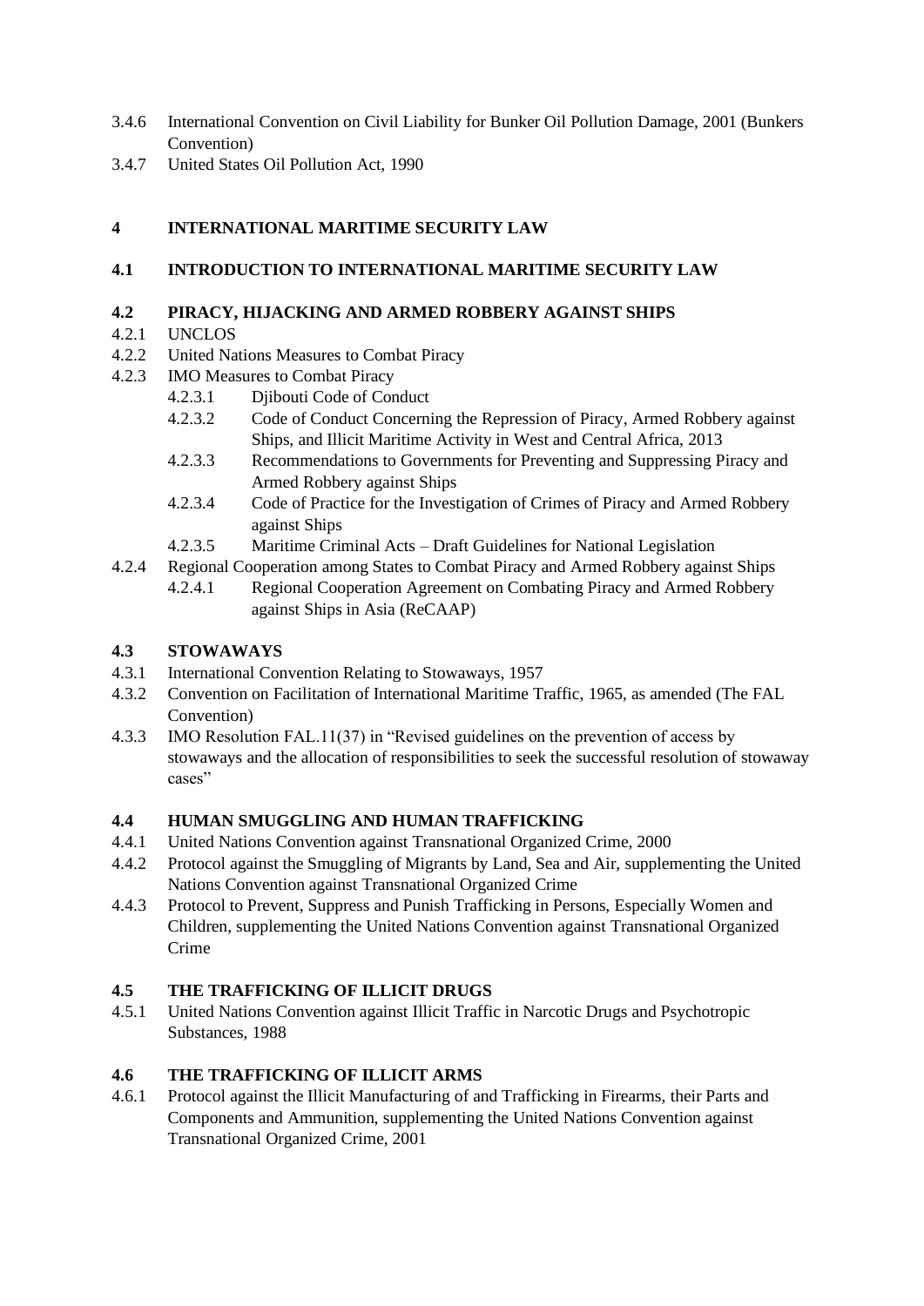- 3.4.6 International Convention on Civil Liability for Bunker Oil Pollution Damage, 2001 (Bunkers Convention)
- 3.4.7 United States Oil Pollution Act, 1990

## 4 INTERNATIONAL MARITIME SECURITY LAW

### 4.1 INTRODUCTION TO INTERNATIONAL MARITIME SECURITY LAW

### 4.2 PIRACY, HIJACKING AND ARMED ROBBERY AGAINST SHIPS

- 4.2.1 UNCLOS
- 4.2.2 United Nations Measures to Combat Piracy
- 4.2.3 IMO Measures to Combat Piracy
  - 4.2.3.1 Djibouti Code of Conduct
  - 4.2.3.2 Code of Conduct Concerning the Repression of Piracy, Armed Robbery against Ships, and Illicit Maritime Activity in West and Central Africa, 2013
  - 4.2.3.3 Recommendations to Governments for Preventing and Suppressing Piracy and Armed Robbery against Ships
  - 4.2.3.4 Code of Practice for the Investigation of Crimes of Piracy and Armed Robbery against Ships
  - 4.2.3.5 Maritime Criminal Acts – Draft Guidelines for National Legislation
- 4.2.4 Regional Cooperation among States to Combat Piracy and Armed Robbery against Ships
  - 4.2.4.1 Regional Cooperation Agreement on Combating Piracy and Armed Robbery against Ships in Asia (ReCAAP)

### 4.3 STOWAWAYS

- 4.3.1 International Convention Relating to Stowaways, 1957
- 4.3.2 Convention on Facilitation of International Maritime Traffic, 1965, as amended (The FAL Convention)
- 4.3.3 IMO Resolution FAL.11(37) in "Revised guidelines on the prevention of access by stowaways and the allocation of responsibilities to seek the successful resolution of stowaway cases"

### 4.4 HUMAN SMUGGLING AND HUMAN TRAFFICKING

- 4.4.1 United Nations Convention against Transnational Organized Crime, 2000
- 4.4.2 Protocol against the Smuggling of Migrants by Land, Sea and Air, supplementing the United Nations Convention against Transnational Organized Crime
- 4.4.3 Protocol to Prevent, Suppress and Punish Trafficking in Persons, Especially Women and Children, supplementing the United Nations Convention against Transnational Organized Crime

### 4.5 THE TRAFFICKING OF ILLICIT DRUGS

- 4.5.1 United Nations Convention against Illicit Traffic in Narcotic Drugs and Psychotropic Substances, 1988

### 4.6 THE TRAFFICKING OF ILLICIT ARMS

- 4.6.1 Protocol against the Illicit Manufacturing of and Trafficking in Firearms, their Parts and Components and Ammunition, supplementing the United Nations Convention against Transnational Organized Crime, 2001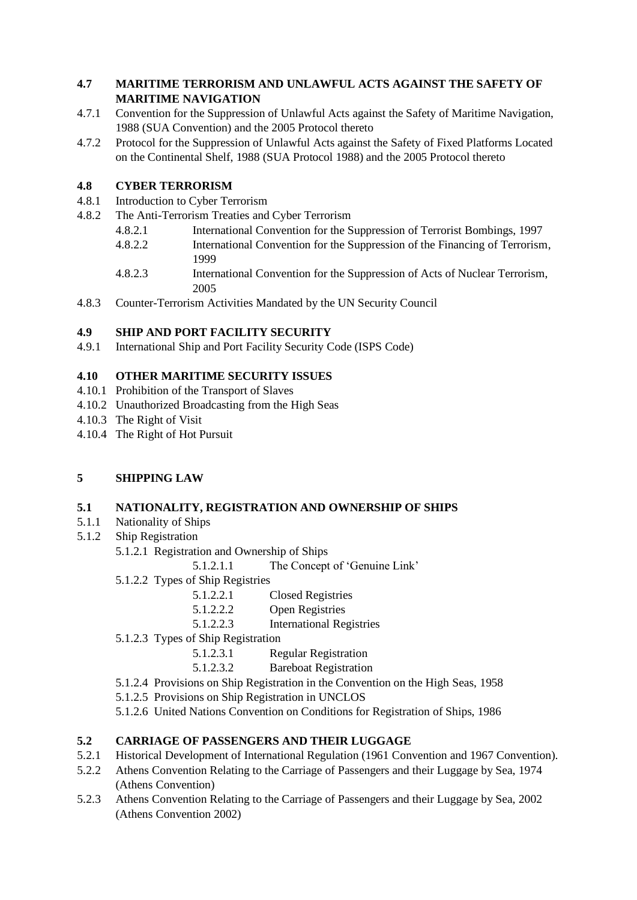## 4.7 MARITIME TERRORISM AND UNLAWFUL ACTS AGAINST THE SAFETY OF MARITIME NAVIGATION

4.7.1 Convention for the Suppression of Unlawful Acts against the Safety of Maritime Navigation, 1988 (SUA Convention) and the 2005 Protocol thereto

4.7.2 Protocol for the Suppression of Unlawful Acts against the Safety of Fixed Platforms Located on the Continental Shelf, 1988 (SUA Protocol 1988) and the 2005 Protocol thereto

## 4.8 CYBER TERRORISM

4.8.1 Introduction to Cyber Terrorism

4.8.2 The Anti-Terrorism Treaties and Cyber Terrorism

- 4.8.2.1 International Convention for the Suppression of Terrorist Bombings, 1997
- 4.8.2.2 International Convention for the Suppression of the Financing of Terrorism, 1999
- 4.8.2.3 International Convention for the Suppression of Acts of Nuclear Terrorism, 2005

4.8.3 Counter-Terrorism Activities Mandated by the UN Security Council

## 4.9 SHIP AND PORT FACILITY SECURITY

4.9.1 International Ship and Port Facility Security Code (ISPS Code)

## 4.10 OTHER MARITIME SECURITY ISSUES

4.10.1 Prohibition of the Transport of Slaves

4.10.2 Unauthorized Broadcasting from the High Seas

4.10.3 The Right of Visit

4.10.4 The Right of Hot Pursuit

# 5 SHIPPING LAW

## 5.1 NATIONALITY, REGISTRATION AND OWNERSHIP OF SHIPS

5.1.1 Nationality of Ships

5.1.2 Ship Registration

- 5.1.2.1 Registration and Ownership of Ships
  - 5.1.2.1.1 The Concept of 'Genuine Link'
- 5.1.2.2 Types of Ship Registries
  - 5.1.2.2.1 Closed Registries
  - 5.1.2.2.2 Open Registries
  - 5.1.2.2.3 International Registries
- 5.1.2.3 Types of Ship Registration
  - 5.1.2.3.1 Regular Registration
  - 5.1.2.3.2 Bareboat Registration
- 5.1.2.4 Provisions on Ship Registration in the Convention on the High Seas, 1958
- 5.1.2.5 Provisions on Ship Registration in UNCLOS
- 5.1.2.6 United Nations Convention on Conditions for Registration of Ships, 1986

## 5.2 CARRIAGE OF PASSENGERS AND THEIR LUGGAGE

5.2.1 Historical Development of International Regulation (1961 Convention and 1967 Convention).

5.2.2 Athens Convention Relating to the Carriage of Passengers and their Luggage by Sea, 1974 (Athens Convention)

5.2.3 Athens Convention Relating to the Carriage of Passengers and their Luggage by Sea, 2002 (Athens Convention 2002)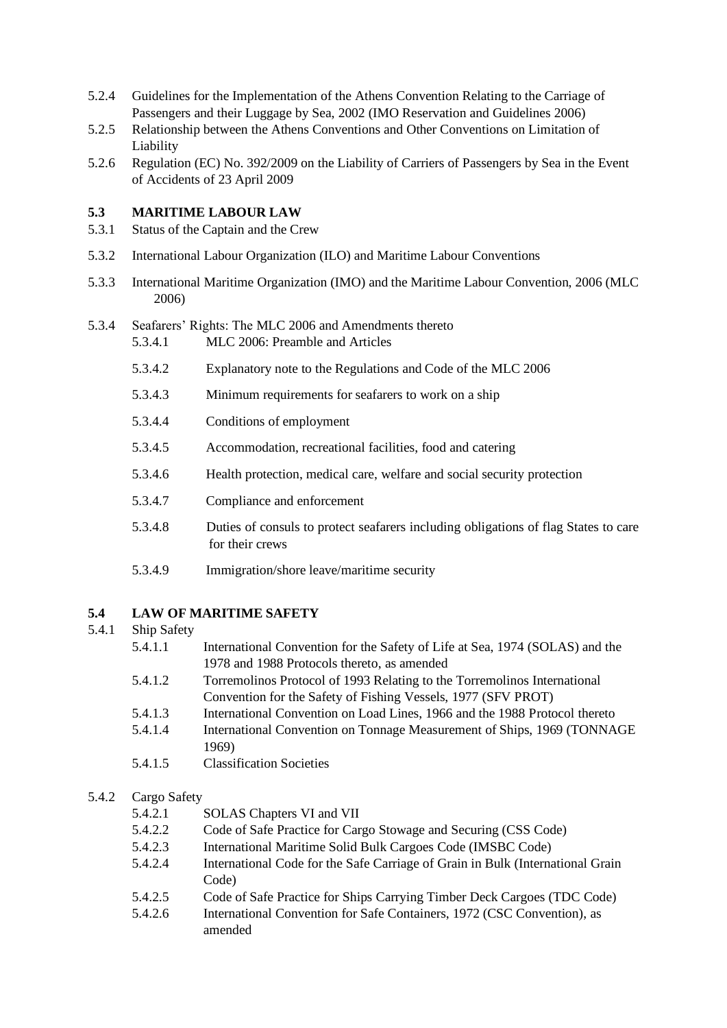5.2.4 Guidelines for the Implementation of the Athens Convention Relating to the Carriage of Passengers and their Luggage by Sea, 2002 (IMO Reservation and Guidelines 2006)

5.2.5 Relationship between the Athens Conventions and Other Conventions on Limitation of Liability

5.2.6 Regulation (EC) No. 392/2009 on the Liability of Carriers of Passengers by Sea in the Event of Accidents of 23 April 2009

### 5.3 MARITIME LABOUR LAW

5.3.1 Status of the Captain and the Crew

5.3.2 International Labour Organization (ILO) and Maritime Labour Conventions

5.3.3 International Maritime Organization (IMO) and the Maritime Labour Convention, 2006 (MLC 2006)

5.3.4 Seafarers' Rights: The MLC 2006 and Amendments thereto

- 5.3.4.1 MLC 2006: Preamble and Articles
- 5.3.4.2 Explanatory note to the Regulations and Code of the MLC 2006
- 5.3.4.3 Minimum requirements for seafarers to work on a ship
- 5.3.4.4 Conditions of employment
- 5.3.4.5 Accommodation, recreational facilities, food and catering
- 5.3.4.6 Health protection, medical care, welfare and social security protection
- 5.3.4.7 Compliance and enforcement
- 5.3.4.8 Duties of consuls to protect seafarers including obligations of flag States to care for their crews
- 5.3.4.9 Immigration/shore leave/maritime security

### 5.4 LAW OF MARITIME SAFETY

5.4.1 Ship Safety

- 5.4.1.1 International Convention for the Safety of Life at Sea, 1974 (SOLAS) and the 1978 and 1988 Protocols thereto, as amended
- 5.4.1.2 Torremolinos Protocol of 1993 Relating to the Torremolinos International Convention for the Safety of Fishing Vessels, 1977 (SFV PROT)
- 5.4.1.3 International Convention on Load Lines, 1966 and the 1988 Protocol thereto
- 5.4.1.4 International Convention on Tonnage Measurement of Ships, 1969 (TONNAGE 1969)
- 5.4.1.5 Classification Societies

5.4.2 Cargo Safety

- 5.4.2.1 SOLAS Chapters VI and VII
- 5.4.2.2 Code of Safe Practice for Cargo Stowage and Securing (CSS Code)
- 5.4.2.3 International Maritime Solid Bulk Cargoes Code (IMSBC Code)
- 5.4.2.4 International Code for the Safe Carriage of Grain in Bulk (International Grain Code)
- 5.4.2.5 Code of Safe Practice for Ships Carrying Timber Deck Cargoes (TDC Code)
- 5.4.2.6 International Convention for Safe Containers, 1972 (CSC Convention), as amended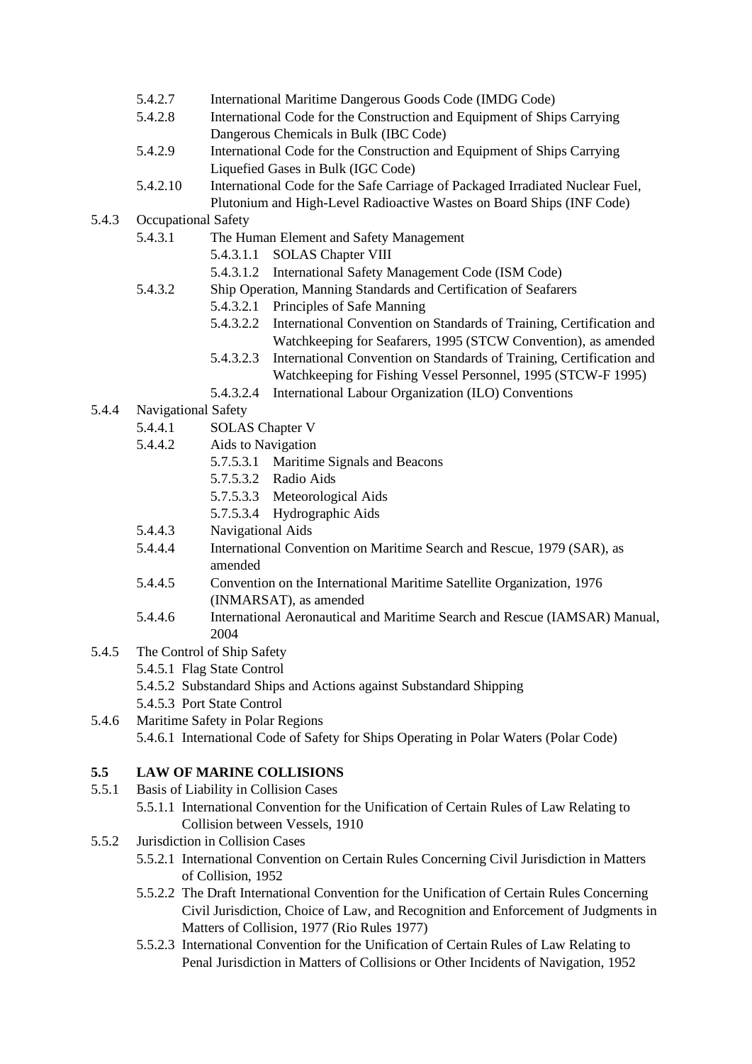- 5.4.2.7 International Maritime Dangerous Goods Code (IMDG Code)
- 5.4.2.8 International Code for the Construction and Equipment of Ships Carrying Dangerous Chemicals in Bulk (IBC Code)
- 5.4.2.9 International Code for the Construction and Equipment of Ships Carrying Liquefied Gases in Bulk (IGC Code)
- 5.4.2.10 International Code for the Safe Carriage of Packaged Irradiated Nuclear Fuel, Plutonium and High-Level Radioactive Wastes on Board Ships (INF Code)

5.4.3 Occupational Safety

- 5.4.3.1 The Human Element and Safety Management
  - 5.4.3.1.1 SOLAS Chapter VIII
  - 5.4.3.1.2 International Safety Management Code (ISM Code)
- 5.4.3.2 Ship Operation, Manning Standards and Certification of Seafarers
  - 5.4.3.2.1 Principles of Safe Manning
  - 5.4.3.2.2 International Convention on Standards of Training, Certification and Watchkeeping for Seafarers, 1995 (STCW Convention), as amended
  - 5.4.3.2.3 International Convention on Standards of Training, Certification and Watchkeeping for Fishing Vessel Personnel, 1995 (STCW-F 1995)
  - 5.4.3.2.4 International Labour Organization (ILO) Conventions

5.4.4 Navigational Safety

- 5.4.4.1 SOLAS Chapter V
- 5.4.4.2 Aids to Navigation
  - 5.7.5.3.1 Maritime Signals and Beacons
  - 5.7.5.3.2 Radio Aids
  - 5.7.5.3.3 Meteorological Aids
  - 5.7.5.3.4 Hydrographic Aids
- 5.4.4.3 Navigational Aids
- 5.4.4.4 International Convention on Maritime Search and Rescue, 1979 (SAR), as amended
- 5.4.4.5 Convention on the International Maritime Satellite Organization, 1976 (INMARSAT), as amended
- 5.4.4.6 International Aeronautical and Maritime Search and Rescue (IAMSAR) Manual, 2004

5.4.5 The Control of Ship Safety

- 5.4.5.1 Flag State Control
- 5.4.5.2 Substandard Ships and Actions against Substandard Shipping
- 5.4.5.3 Port State Control

5.4.6 Maritime Safety in Polar Regions

- 5.4.6.1 International Code of Safety for Ships Operating in Polar Waters (Polar Code)

## 5.5 LAW OF MARINE COLLISIONS

5.5.1 Basis of Liability in Collision Cases

- 5.5.1.1 International Convention for the Unification of Certain Rules of Law Relating to Collision between Vessels, 1910

5.5.2 Jurisdiction in Collision Cases

- 5.5.2.1 International Convention on Certain Rules Concerning Civil Jurisdiction in Matters of Collision, 1952
- 5.5.2.2 The Draft International Convention for the Unification of Certain Rules Concerning Civil Jurisdiction, Choice of Law, and Recognition and Enforcement of Judgments in Matters of Collision, 1977 (Rio Rules 1977)
- 5.5.2.3 International Convention for the Unification of Certain Rules of Law Relating to Penal Jurisdiction in Matters of Collisions or Other Incidents of Navigation, 1952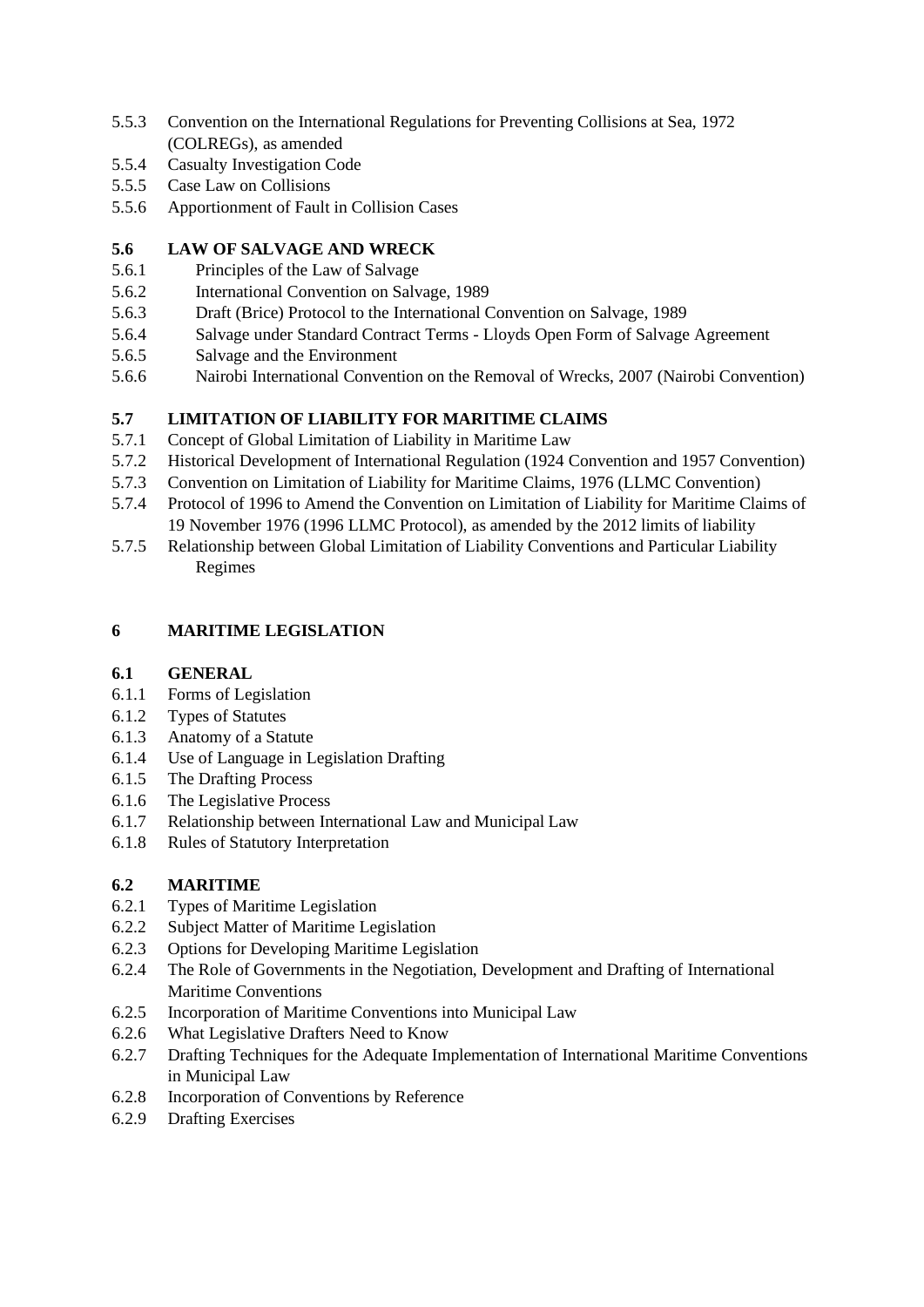5.5.3 Convention on the International Regulations for Preventing Collisions at Sea, 1972 (COLREGs), as amended
5.5.4 Casualty Investigation Code
5.5.5 Case Law on Collisions
5.5.6 Apportionment of Fault in Collision Cases

**5.6 LAW OF SALVAGE AND WRECK**

5.6.1 Principles of the Law of Salvage
5.6.2 International Convention on Salvage, 1989
5.6.3 Draft (Brice) Protocol to the International Convention on Salvage, 1989
5.6.4 Salvage under Standard Contract Terms - Lloyds Open Form of Salvage Agreement
5.6.5 Salvage and the Environment
5.6.6 Nairobi International Convention on the Removal of Wrecks, 2007 (Nairobi Convention)

**5.7 LIMITATION OF LIABILITY FOR MARITIME CLAIMS**

5.7.1 Concept of Global Limitation of Liability in Maritime Law
5.7.2 Historical Development of International Regulation (1924 Convention and 1957 Convention)
5.7.3 Convention on Limitation of Liability for Maritime Claims, 1976 (LLMC Convention)
5.7.4 Protocol of 1996 to Amend the Convention on Limitation of Liability for Maritime Claims of 19 November 1976 (1996 LLMC Protocol), as amended by the 2012 limits of liability
5.7.5 Relationship between Global Limitation of Liability Conventions and Particular Liability Regimes

## 6 MARITIME LEGISLATION

**6.1 GENERAL**

6.1.1 Forms of Legislation
6.1.2 Types of Statutes
6.1.3 Anatomy of a Statute
6.1.4 Use of Language in Legislation Drafting
6.1.5 The Drafting Process
6.1.6 The Legislative Process
6.1.7 Relationship between International Law and Municipal Law
6.1.8 Rules of Statutory Interpretation

**6.2 MARITIME**

6.2.1 Types of Maritime Legislation
6.2.2 Subject Matter of Maritime Legislation
6.2.3 Options for Developing Maritime Legislation
6.2.4 The Role of Governments in the Negotiation, Development and Drafting of International Maritime Conventions
6.2.5 Incorporation of Maritime Conventions into Municipal Law
6.2.6 What Legislative Drafters Need to Know
6.2.7 Drafting Techniques for the Adequate Implementation of International Maritime Conventions in Municipal Law
6.2.8 Incorporation of Conventions by Reference
6.2.9 Drafting Exercises